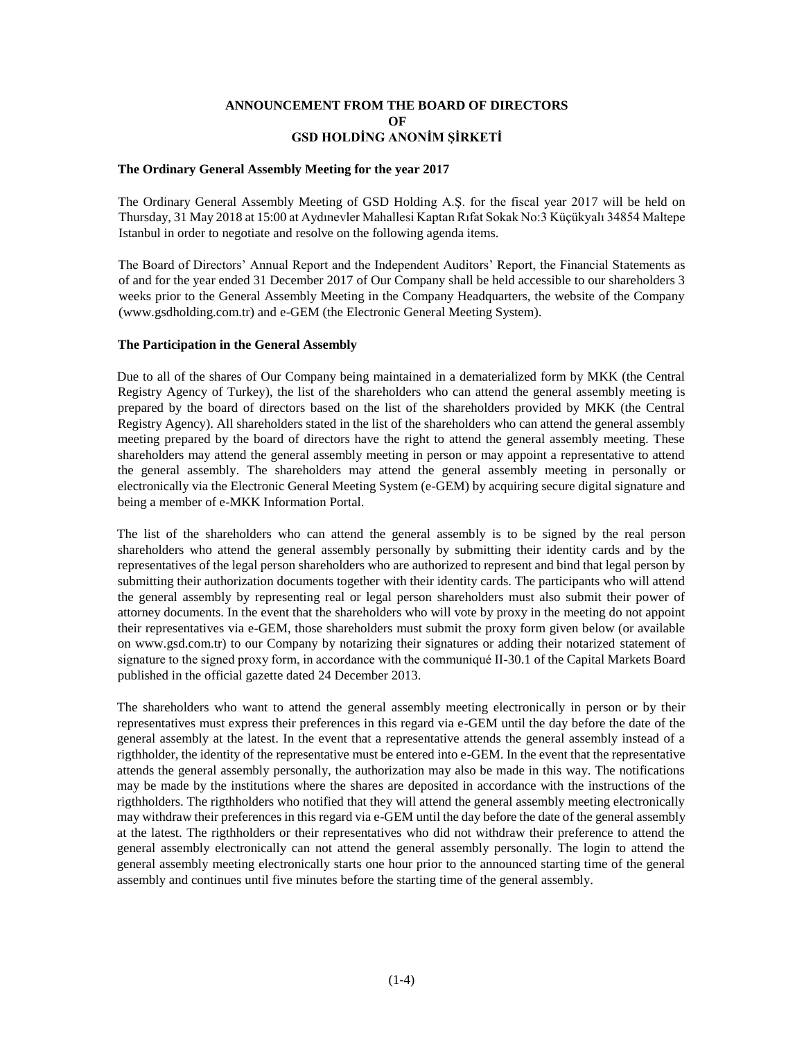# ANNOUNCEMENT FROM THE BOARD OF DIRECTORS OF GSD HOLDİNG ANONİM ŞİRKETİ

## The Ordinary General Assembly Meeting for the year 2017

The Ordinary General Assembly Meeting of GSD Holding A.Ş. for the fiscal year 2017 will be held on Thursday, 31 May 2018 at 15:00 at Aydınevler Mahallesi Kaptan Rıfat Sokak No:3 Küçükyalı 34854 Maltepe Istanbul in order to negotiate and resolve on the following agenda items.

The Board of Directors' Annual Report and the Independent Auditors' Report, the Financial Statements as of and for the year ended 31 December 2017 of Our Company shall be held accessible to our shareholders 3 weeks prior to the General Assembly Meeting in the Company Headquarters, the website of the Company (www.gsdholding.com.tr) and e-GEM (the Electronic General Meeting System).

## The Participation in the General Assembly

Due to all of the shares of Our Company being maintained in a dematerialized form by MKK (the Central Registry Agency of Turkey), the list of the shareholders who can attend the general assembly meeting is prepared by the board of directors based on the list of the shareholders provided by MKK (the Central Registry Agency). All shareholders stated in the list of the shareholders who can attend the general assembly meeting prepared by the board of directors have the right to attend the general assembly meeting. These shareholders may attend the general assembly meeting in person or may appoint a representative to attend the general assembly. The shareholders may attend the general assembly meeting in personally or electronically via the Electronic General Meeting System (e-GEM) by acquiring secure digital signature and being a member of e-MKK Information Portal.

The list of the shareholders who can attend the general assembly is to be signed by the real person shareholders who attend the general assembly personally by submitting their identity cards and by the representatives of the legal person shareholders who are authorized to represent and bind that legal person by submitting their authorization documents together with their identity cards. The participants who will attend the general assembly by representing real or legal person shareholders must also submit their power of attorney documents. In the event that the shareholders who will vote by proxy in the meeting do not appoint their representatives via e-GEM, those shareholders must submit the proxy form given below (or available on www.gsd.com.tr) to our Company by notarizing their signatures or adding their notarized statement of signature to the signed proxy form, in accordance with the communiqué II-30.1 of the Capital Markets Board published in the official gazette dated 24 December 2013.

The shareholders who want to attend the general assembly meeting electronically in person or by their representatives must express their preferences in this regard via e-GEM until the day before the date of the general assembly at the latest. In the event that a representative attends the general assembly instead of a rigthholder, the identity of the representative must be entered into e-GEM. In the event that the representative attends the general assembly personally, the authorization may also be made in this way. The notifications may be made by the institutions where the shares are deposited in accordance with the instructions of the rigthholders. The rigthholders who notified that they will attend the general assembly meeting electronically may withdraw their preferences in this regard via e-GEM until the day before the date of the general assembly at the latest. The rigthholders or their representatives who did not withdraw their preference to attend the general assembly electronically can not attend the general assembly personally. The login to attend the general assembly meeting electronically starts one hour prior to the announced starting time of the general assembly and continues until five minutes before the starting time of the general assembly.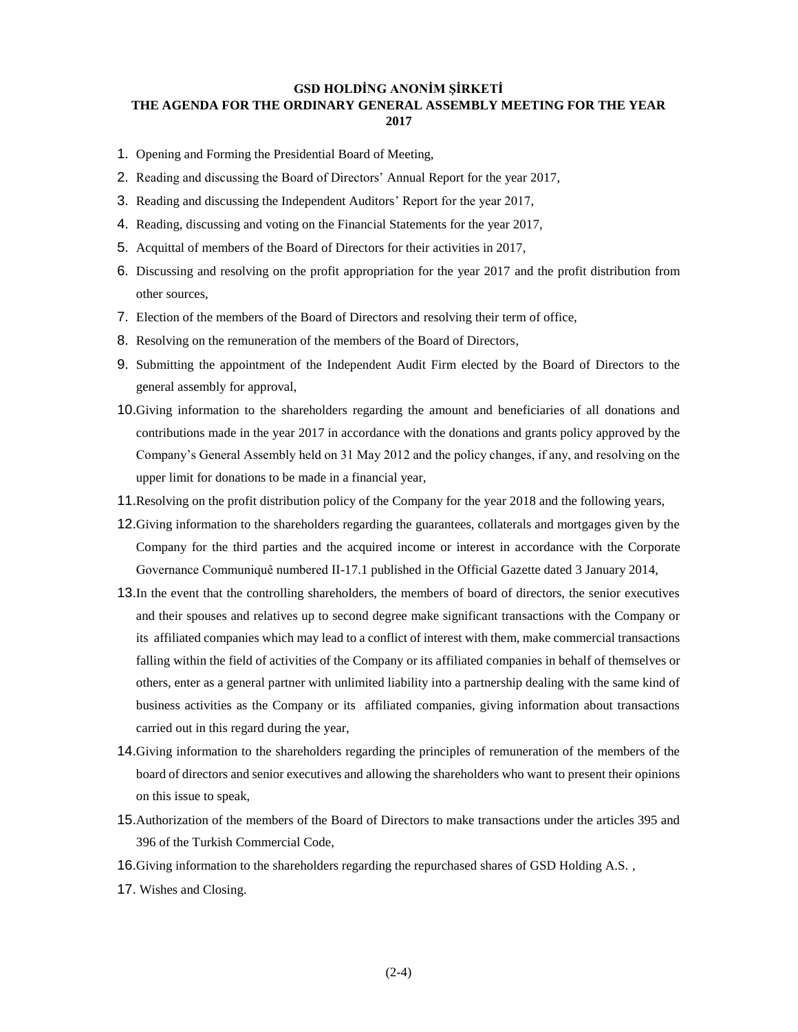**GSD HOLDİNG ANONİM ŞİRKETİ**
**THE AGENDA FOR THE ORDINARY GENERAL ASSEMBLY MEETING FOR THE YEAR 2017**

1. Opening and Forming the Presidential Board of Meeting,
2. Reading and discussing the Board of Directors' Annual Report for the year 2017,
3. Reading and discussing the Independent Auditors' Report for the year 2017,
4. Reading, discussing and voting on the Financial Statements for the year 2017,
5. Acquittal of members of the Board of Directors for their activities in 2017,
6. Discussing and resolving on the profit appropriation for the year 2017 and the profit distribution from other sources,
7. Election of the members of the Board of Directors and resolving their term of office,
8. Resolving on the remuneration of the members of the Board of Directors,
9. Submitting the appointment of the Independent Audit Firm elected by the Board of Directors to the general assembly for approval,
10. Giving information to the shareholders regarding the amount and beneficiaries of all donations and contributions made in the year 2017 in accordance with the donations and grants policy approved by the Company's General Assembly held on 31 May 2012 and the policy changes, if any, and resolving on the upper limit for donations to be made in a financial year,
11. Resolving on the profit distribution policy of the Company for the year 2018 and the following years,
12. Giving information to the shareholders regarding the guarantees, collaterals and mortgages given by the Company for the third parties and the acquired income or interest in accordance with the Corporate Governance Communiquê numbered II-17.1 published in the Official Gazette dated 3 January 2014,
13. In the event that the controlling shareholders, the members of board of directors, the senior executives and their spouses and relatives up to second degree make significant transactions with the Company or its affiliated companies which may lead to a conflict of interest with them, make commercial transactions falling within the field of activities of the Company or its affiliated companies in behalf of themselves or others, enter as a general partner with unlimited liability into a partnership dealing with the same kind of business activities as the Company or its affiliated companies, giving information about transactions carried out in this regard during the year,
14. Giving information to the shareholders regarding the principles of remuneration of the members of the board of directors and senior executives and allowing the shareholders who want to present their opinions on this issue to speak,
15. Authorization of the members of the Board of Directors to make transactions under the articles 395 and 396 of the Turkish Commercial Code,
16. Giving information to the shareholders regarding the repurchased shares of GSD Holding A.S. ,
17. Wishes and Closing.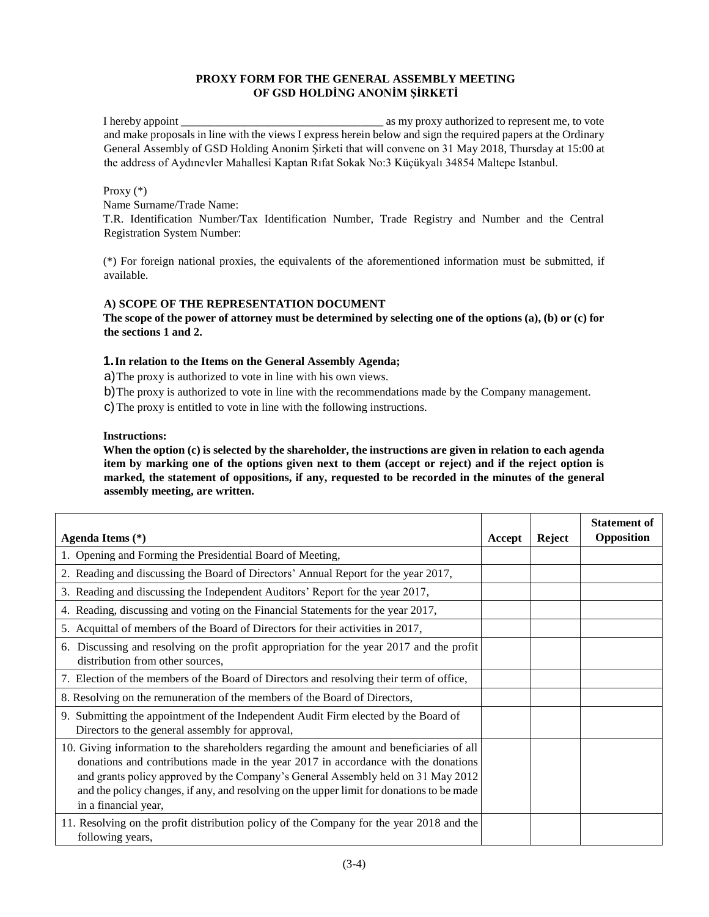**PROXY FORM FOR THE GENERAL ASSEMBLY MEETING**
**OF GSD HOLDİNG ANONİM ŞİRKETİ**

I hereby appoint ___________________________________ as my proxy authorized to represent me, to vote and make proposals in line with the views I express herein below and sign the required papers at the Ordinary General Assembly of GSD Holding Anonim Şirketi that will convene on 31 May 2018, Thursday at 15:00 at the address of Aydınevler Mahallesi Kaptan Rıfat Sokak No:3 Küçükyalı 34854 Maltepe Istanbul.

Proxy (*)
Name Surname/Trade Name:
T.R. Identification Number/Tax Identification Number, Trade Registry and Number and the Central Registration System Number:

(*) For foreign national proxies, the equivalents of the aforementioned information must be submitted, if available.

**A) SCOPE OF THE REPRESENTATION DOCUMENT**
**The scope of the power of attorney must be determined by selecting one of the options (a), (b) or (c) for the sections 1 and 2.**

**1. In relation to the Items on the General Assembly Agenda;**

a) The proxy is authorized to vote in line with his own views.
b) The proxy is authorized to vote in line with the recommendations made by the Company management.
c) The proxy is entitled to vote in line with the following instructions.

**Instructions:**
**When the option (c) is selected by the shareholder, the instructions are given in relation to each agenda item by marking one of the options given next to them (accept or reject) and if the reject option is marked, the statement of oppositions, if any, requested to be recorded in the minutes of the general assembly meeting, are written.**

| Agenda Items (*) | Accept | Reject | Statement of Opposition |
|---|---|---|---|
| 1. Opening and Forming the Presidential Board of Meeting, | | | |
| 2. Reading and discussing the Board of Directors' Annual Report for the year 2017, | | | |
| 3. Reading and discussing the Independent Auditors' Report for the year 2017, | | | |
| 4. Reading, discussing and voting on the Financial Statements for the year 2017, | | | |
| 5. Acquittal of members of the Board of Directors for their activities in 2017, | | | |
| 6. Discussing and resolving on the profit appropriation for the year 2017 and the profit distribution from other sources, | | | |
| 7. Election of the members of the Board of Directors and resolving their term of office, | | | |
| 8. Resolving on the remuneration of the members of the Board of Directors, | | | |
| 9. Submitting the appointment of the Independent Audit Firm elected by the Board of Directors to the general assembly for approval, | | | |
| 10. Giving information to the shareholders regarding the amount and beneficiaries of all donations and contributions made in the year 2017 in accordance with the donations and grants policy approved by the Company's General Assembly held on 31 May 2012 and the policy changes, if any, and resolving on the upper limit for donations to be made in a financial year, | | | |
| 11. Resolving on the profit distribution policy of the Company for the year 2018 and the following years, | | | |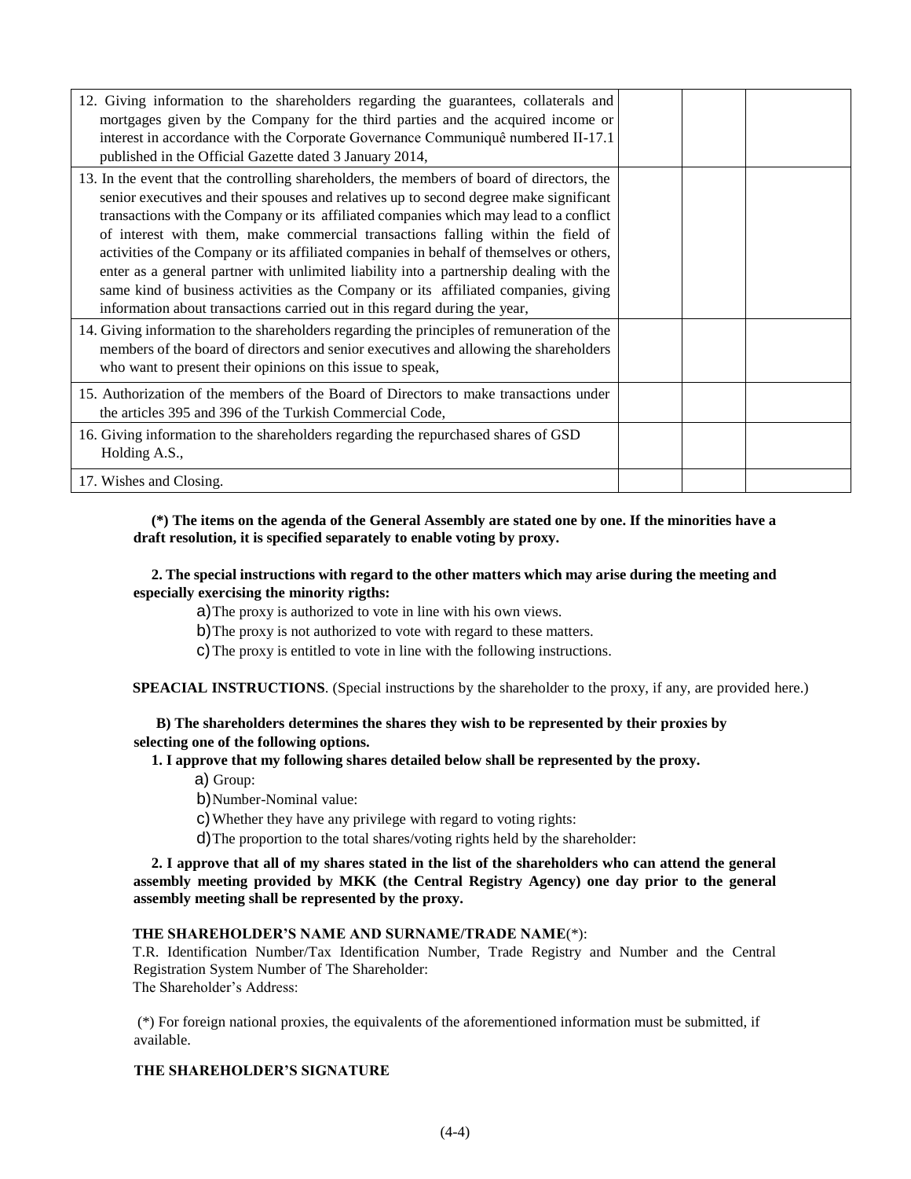| | | | |
|---|---|---|---|
| 12. Giving information to the shareholders regarding the guarantees, collaterals and mortgages given by the Company for the third parties and the acquired income or interest in accordance with the Corporate Governance Communiquê numbered II-17.1 published in the Official Gazette dated 3 January 2014, | | | |
| 13. In the event that the controlling shareholders, the members of board of directors, the senior executives and their spouses and relatives up to second degree make significant transactions with the Company or its affiliated companies which may lead to a conflict of interest with them, make commercial transactions falling within the field of activities of the Company or its affiliated companies in behalf of themselves or others, enter as a general partner with unlimited liability into a partnership dealing with the same kind of business activities as the Company or its affiliated companies, giving information about transactions carried out in this regard during the year, | | | |
| 14. Giving information to the shareholders regarding the principles of remuneration of the members of the board of directors and senior executives and allowing the shareholders who want to present their opinions on this issue to speak, | | | |
| 15. Authorization of the members of the Board of Directors to make transactions under the articles 395 and 396 of the Turkish Commercial Code, | | | |
| 16. Giving information to the shareholders regarding the repurchased shares of GSD Holding A.S., | | | |
| 17. Wishes and Closing. | | | |

**(*) The items on the agenda of the General Assembly are stated one by one. If the minorities have a draft resolution, it is specified separately to enable voting by proxy.**

**2. The special instructions with regard to the other matters which may arise during the meeting and especially exercising the minority rigths:**

a) The proxy is authorized to vote in line with his own views.

b) The proxy is not authorized to vote with regard to these matters.

c) The proxy is entitled to vote in line with the following instructions.

**SPEACIAL INSTRUCTIONS**. (Special instructions by the shareholder to the proxy, if any, are provided here.)

**B) The shareholders determines the shares they wish to be represented by their proxies by selecting one of the following options.**

**1. I approve that my following shares detailed below shall be represented by the proxy.**

a) Group:

b) Number-Nominal value:

c) Whether they have any privilege with regard to voting rights:

d) The proportion to the total shares/voting rights held by the shareholder:

**2. I approve that all of my shares stated in the list of the shareholders who can attend the general assembly meeting provided by MKK (the Central Registry Agency) one day prior to the general assembly meeting shall be represented by the proxy.**

**THE SHAREHOLDER'S NAME AND SURNAME/TRADE NAME**(*):

T.R. Identification Number/Tax Identification Number, Trade Registry and Number and the Central Registration System Number of The Shareholder:

The Shareholder's Address:

(*) For foreign national proxies, the equivalents of the aforementioned information must be submitted, if available.

**THE SHAREHOLDER'S SIGNATURE**